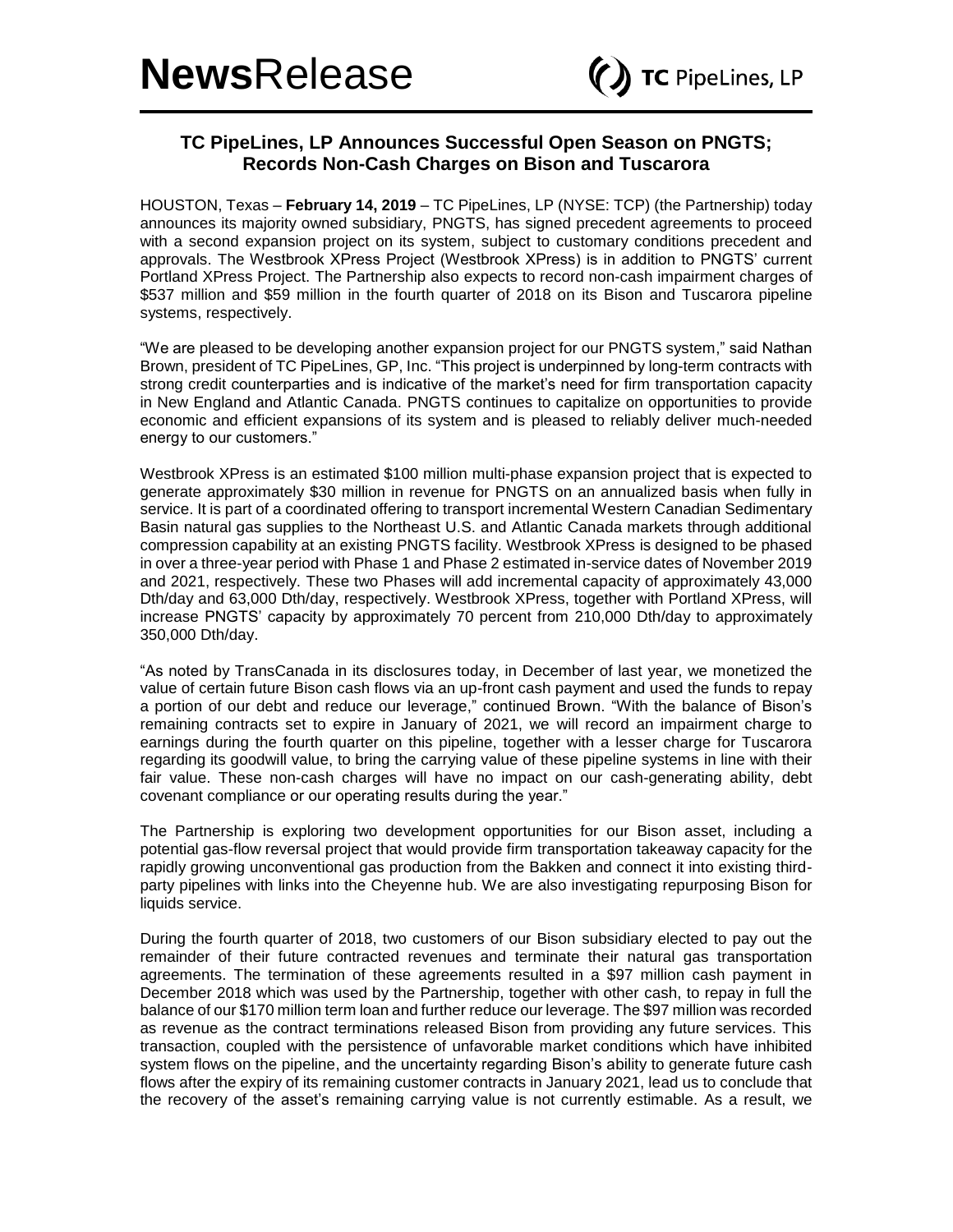# **News**Release

TC PipeLines, LP

## TC PipeLines, LP Announces Successful Open Season on PNGTS; Records Non-Cash Charges on Bison and Tuscarora

HOUSTON, Texas – **February 14, 2019** – TC PipeLines, LP (NYSE: TCP) (the Partnership) today announces its majority owned subsidiary, PNGTS, has signed precedent agreements to proceed with a second expansion project on its system, subject to customary conditions precedent and approvals. The Westbrook XPress Project (Westbrook XPress) is in addition to PNGTS' current Portland XPress Project. The Partnership also expects to record non-cash impairment charges of $537 million and $59 million in the fourth quarter of 2018 on its Bison and Tuscarora pipeline systems, respectively.

"We are pleased to be developing another expansion project for our PNGTS system," said Nathan Brown, president of TC PipeLines, GP, Inc. "This project is underpinned by long-term contracts with strong credit counterparties and is indicative of the market's need for firm transportation capacity in New England and Atlantic Canada. PNGTS continues to capitalize on opportunities to provide economic and efficient expansions of its system and is pleased to reliably deliver much-needed energy to our customers."

Westbrook XPress is an estimated $100 million multi-phase expansion project that is expected to generate approximately $30 million in revenue for PNGTS on an annualized basis when fully in service. It is part of a coordinated offering to transport incremental Western Canadian Sedimentary Basin natural gas supplies to the Northeast U.S. and Atlantic Canada markets through additional compression capability at an existing PNGTS facility. Westbrook XPress is designed to be phased in over a three-year period with Phase 1 and Phase 2 estimated in-service dates of November 2019 and 2021, respectively. These two Phases will add incremental capacity of approximately 43,000 Dth/day and 63,000 Dth/day, respectively. Westbrook XPress, together with Portland XPress, will increase PNGTS' capacity by approximately 70 percent from 210,000 Dth/day to approximately 350,000 Dth/day.

"As noted by TransCanada in its disclosures today, in December of last year, we monetized the value of certain future Bison cash flows via an up-front cash payment and used the funds to repay a portion of our debt and reduce our leverage," continued Brown. "With the balance of Bison's remaining contracts set to expire in January of 2021, we will record an impairment charge to earnings during the fourth quarter on this pipeline, together with a lesser charge for Tuscarora regarding its goodwill value, to bring the carrying value of these pipeline systems in line with their fair value. These non-cash charges will have no impact on our cash-generating ability, debt covenant compliance or our operating results during the year."

The Partnership is exploring two development opportunities for our Bison asset, including a potential gas-flow reversal project that would provide firm transportation takeaway capacity for the rapidly growing unconventional gas production from the Bakken and connect it into existing third-party pipelines with links into the Cheyenne hub. We are also investigating repurposing Bison for liquids service.

During the fourth quarter of 2018, two customers of our Bison subsidiary elected to pay out the remainder of their future contracted revenues and terminate their natural gas transportation agreements. The termination of these agreements resulted in a $97 million cash payment in December 2018 which was used by the Partnership, together with other cash, to repay in full the balance of our $170 million term loan and further reduce our leverage. The $97 million was recorded as revenue as the contract terminations released Bison from providing any future services. This transaction, coupled with the persistence of unfavorable market conditions which have inhibited system flows on the pipeline, and the uncertainty regarding Bison's ability to generate future cash flows after the expiry of its remaining customer contracts in January 2021, lead us to conclude that the recovery of the asset's remaining carrying value is not currently estimable. As a result, we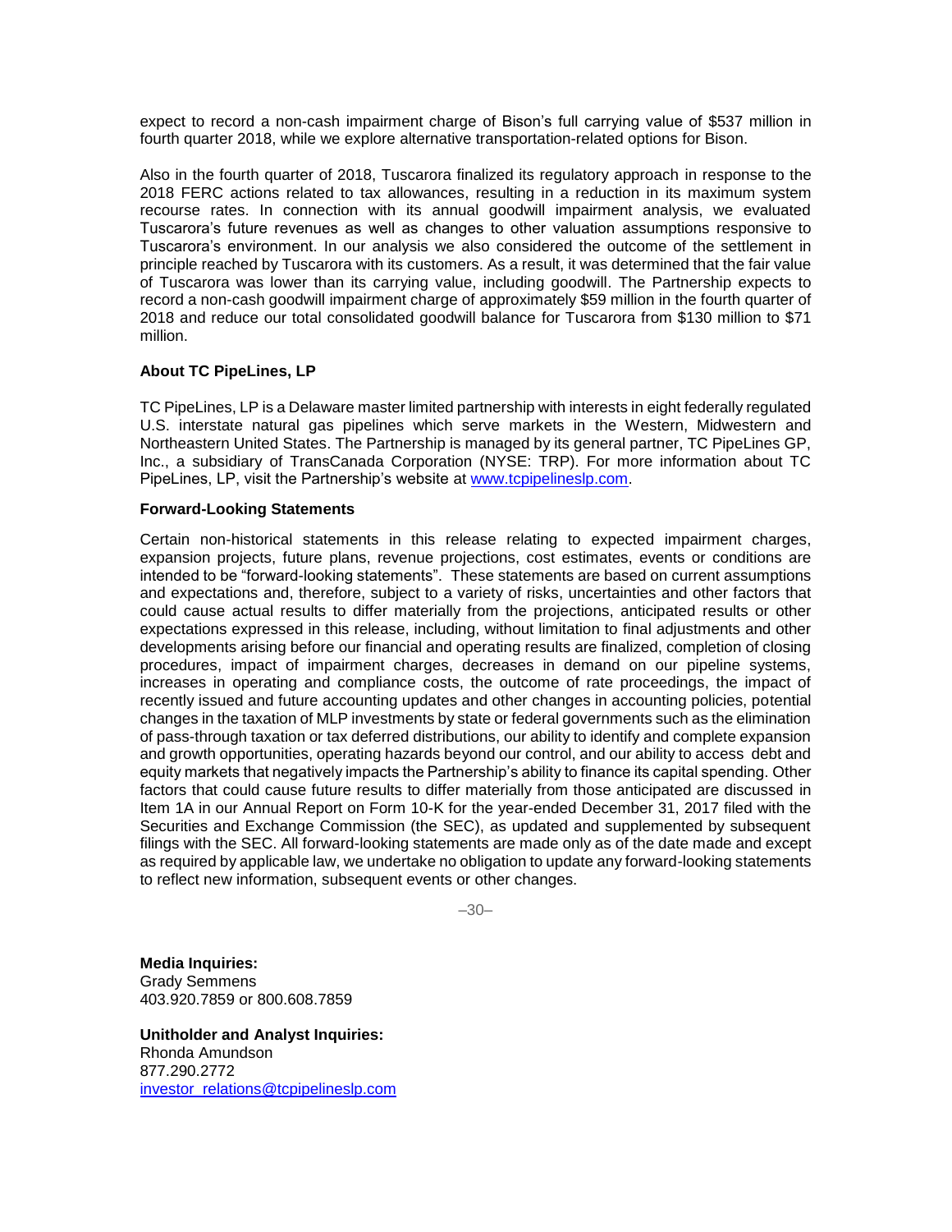expect to record a non-cash impairment charge of Bison's full carrying value of $537 million in fourth quarter 2018, while we explore alternative transportation-related options for Bison.

Also in the fourth quarter of 2018, Tuscarora finalized its regulatory approach in response to the 2018 FERC actions related to tax allowances, resulting in a reduction in its maximum system recourse rates. In connection with its annual goodwill impairment analysis, we evaluated Tuscarora's future revenues as well as changes to other valuation assumptions responsive to Tuscarora's environment. In our analysis we also considered the outcome of the settlement in principle reached by Tuscarora with its customers. As a result, it was determined that the fair value of Tuscarora was lower than its carrying value, including goodwill. The Partnership expects to record a non-cash goodwill impairment charge of approximately $59 million in the fourth quarter of 2018 and reduce our total consolidated goodwill balance for Tuscarora from $130 million to $71 million.

**About TC PipeLines, LP**

TC PipeLines, LP is a Delaware master limited partnership with interests in eight federally regulated U.S. interstate natural gas pipelines which serve markets in the Western, Midwestern and Northeastern United States. The Partnership is managed by its general partner, TC PipeLines GP, Inc., a subsidiary of TransCanada Corporation (NYSE: TRP). For more information about TC PipeLines, LP, visit the Partnership's website at www.tcpipelineslp.com.

**Forward-Looking Statements**

Certain non-historical statements in this release relating to expected impairment charges, expansion projects, future plans, revenue projections, cost estimates, events or conditions are intended to be "forward-looking statements". These statements are based on current assumptions and expectations and, therefore, subject to a variety of risks, uncertainties and other factors that could cause actual results to differ materially from the projections, anticipated results or other expectations expressed in this release, including, without limitation to final adjustments and other developments arising before our financial and operating results are finalized, completion of closing procedures, impact of impairment charges, decreases in demand on our pipeline systems, increases in operating and compliance costs, the outcome of rate proceedings, the impact of recently issued and future accounting updates and other changes in accounting policies, potential changes in the taxation of MLP investments by state or federal governments such as the elimination of pass-through taxation or tax deferred distributions, our ability to identify and complete expansion and growth opportunities, operating hazards beyond our control, and our ability to access debt and equity markets that negatively impacts the Partnership's ability to finance its capital spending. Other factors that could cause future results to differ materially from those anticipated are discussed in Item 1A in our Annual Report on Form 10-K for the year-ended December 31, 2017 filed with the Securities and Exchange Commission (the SEC), as updated and supplemented by subsequent filings with the SEC. All forward-looking statements are made only as of the date made and except as required by applicable law, we undertake no obligation to update any forward-looking statements to reflect new information, subsequent events or other changes.

–30–

**Media Inquiries:**
Grady Semmens
403.920.7859 or 800.608.7859

**Unitholder and Analyst Inquiries:**
Rhonda Amundson
877.290.2772
investor_relations@tcpipelineslp.com